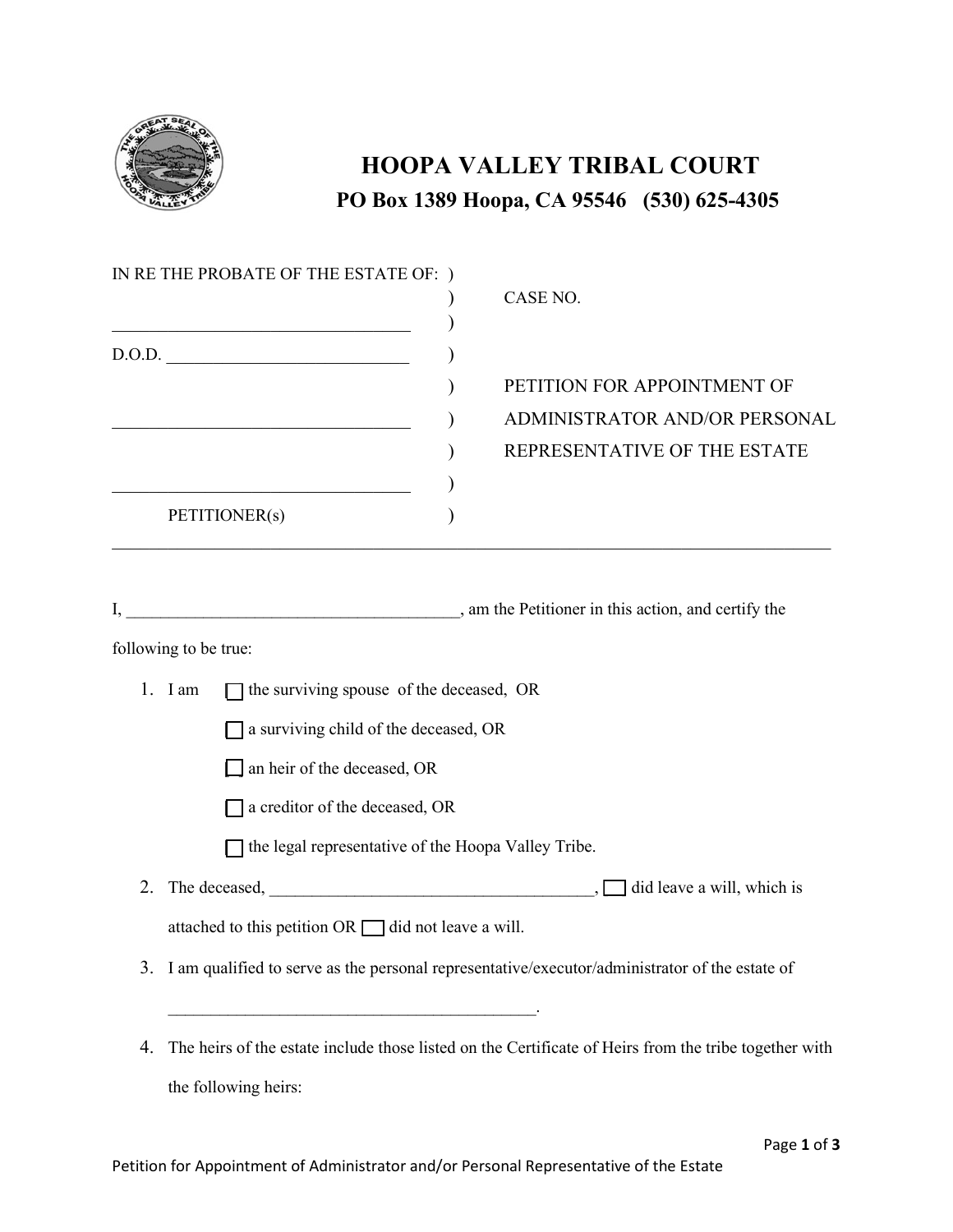# HOOPA VALLEY TRIBAL COURT

## PO Box 1389 Hoopa, CA 95546 (530) 625-4305

IN RE THE PROBATE OF THE ESTATE OF: )
)  CASE NO.
\_\_\_\_\_\_\_\_\_\_\_\_\_\_\_\_\_\_\_\_\_\_\_\_\_\_\_\_\_\_\_\_\_\_\_ )
D.O.D. \_\_\_\_\_\_\_\_\_\_\_\_\_\_\_\_\_\_\_\_\_\_\_\_\_\_\_\_ )
)  PETITION FOR APPOINTMENT OF
\_\_\_\_\_\_\_\_\_\_\_\_\_\_\_\_\_\_\_\_\_\_\_\_\_\_\_\_\_\_\_\_\_\_\_ )  ADMINISTRATOR AND/OR PERSONAL
)  REPRESENTATIVE OF THE ESTATE
\_\_\_\_\_\_\_\_\_\_\_\_\_\_\_\_\_\_\_\_\_\_\_\_\_\_\_\_\_\_\_\_\_\_\_ )
PETITIONER(s) )

---

I, \_\_\_\_\_\_\_\_\_\_\_\_\_\_\_\_\_\_\_\_\_\_\_\_\_\_\_\_\_\_\_\_\_\_\_\_\_\_\_, am the Petitioner in this action, and certify the following to be true:

1. I am
   - ☐ the surviving spouse of the deceased, OR
   - ☐ a surviving child of the deceased, OR
   - ☐ an heir of the deceased, OR
   - ☐ a creditor of the deceased, OR
   - ☐ the legal representative of the Hoopa Valley Tribe.
2. The deceased, \_\_\_\_\_\_\_\_\_\_\_\_\_\_\_\_\_\_\_\_\_\_\_\_\_\_\_\_\_\_\_\_\_\_\_\_\_\_\_, ☐ did leave a will, which is attached to this petition OR ☐ did not leave a will.
3. I am qualified to serve as the personal representative/executor/administrator of the estate of \_\_\_\_\_\_\_\_\_\_\_\_\_\_\_\_\_\_\_\_\_\_\_\_\_\_\_\_\_\_\_\_\_\_\_\_\_\_\_\_\_\_\_\_.
4. The heirs of the estate include those listed on the Certificate of Heirs from the tribe together with the following heirs: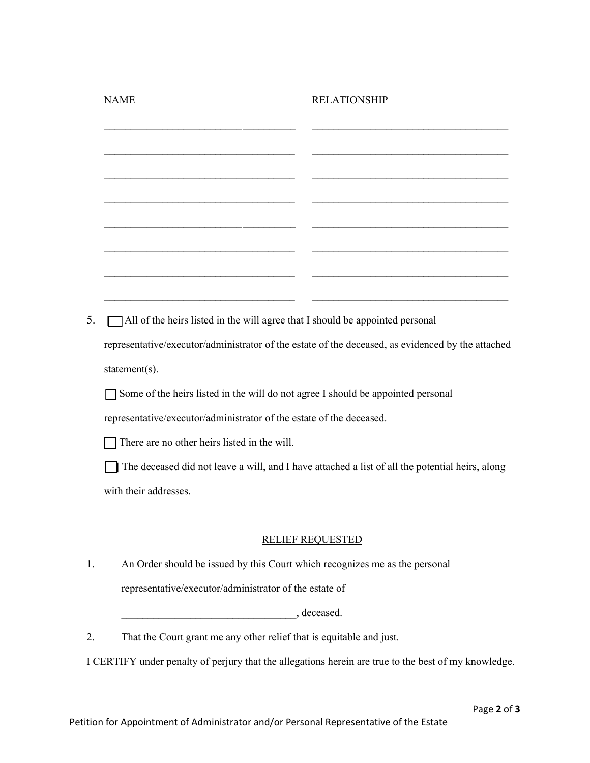| NAME | RELATIONSHIP |
|---|---|
| ____________________________________ | ____________________________________ |
| ____________________________________ | ____________________________________ |
| ____________________________________ | ____________________________________ |
| ____________________________________ | ____________________________________ |
| ____________________________________ | ____________________________________ |
| ____________________________________ | ____________________________________ |
| ____________________________________ | ____________________________________ |
| ____________________________________ | ____________________________________ |

5. ☐ All of the heirs listed in the will agree that I should be appointed personal representative/executor/administrator of the estate of the deceased, as evidenced by the attached statement(s).

   ☐ Some of the heirs listed in the will do not agree I should be appointed personal representative/executor/administrator of the estate of the deceased.

   ☐ There are no other heirs listed in the will.

   ☐ The deceased did not leave a will, and I have attached a list of all the potential heirs, along with their addresses.

<u>RELIEF REQUESTED</u>

1. An Order should be issued by this Court which recognizes me as the personal representative/executor/administrator of the estate of

   ________________________________, deceased.

2. That the Court grant me any other relief that is equitable and just.

I CERTIFY under penalty of perjury that the allegations herein are true to the best of my knowledge.

Petition for Appointment of Administrator and/or Personal Representative of the Estate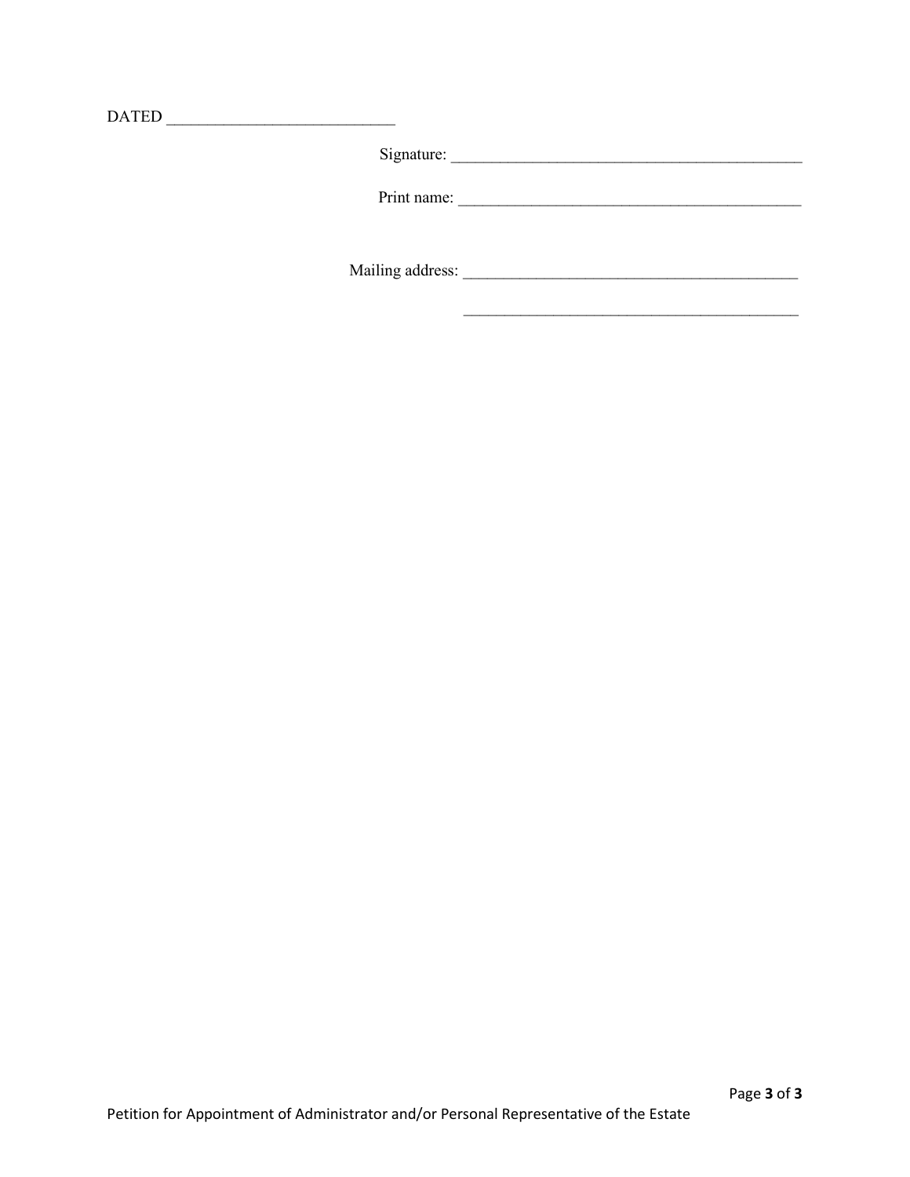DATED ____________________________

Signature: ____________________________________________

Print name: ___________________________________________

Mailing address: ___________________________________________

___________________________________________